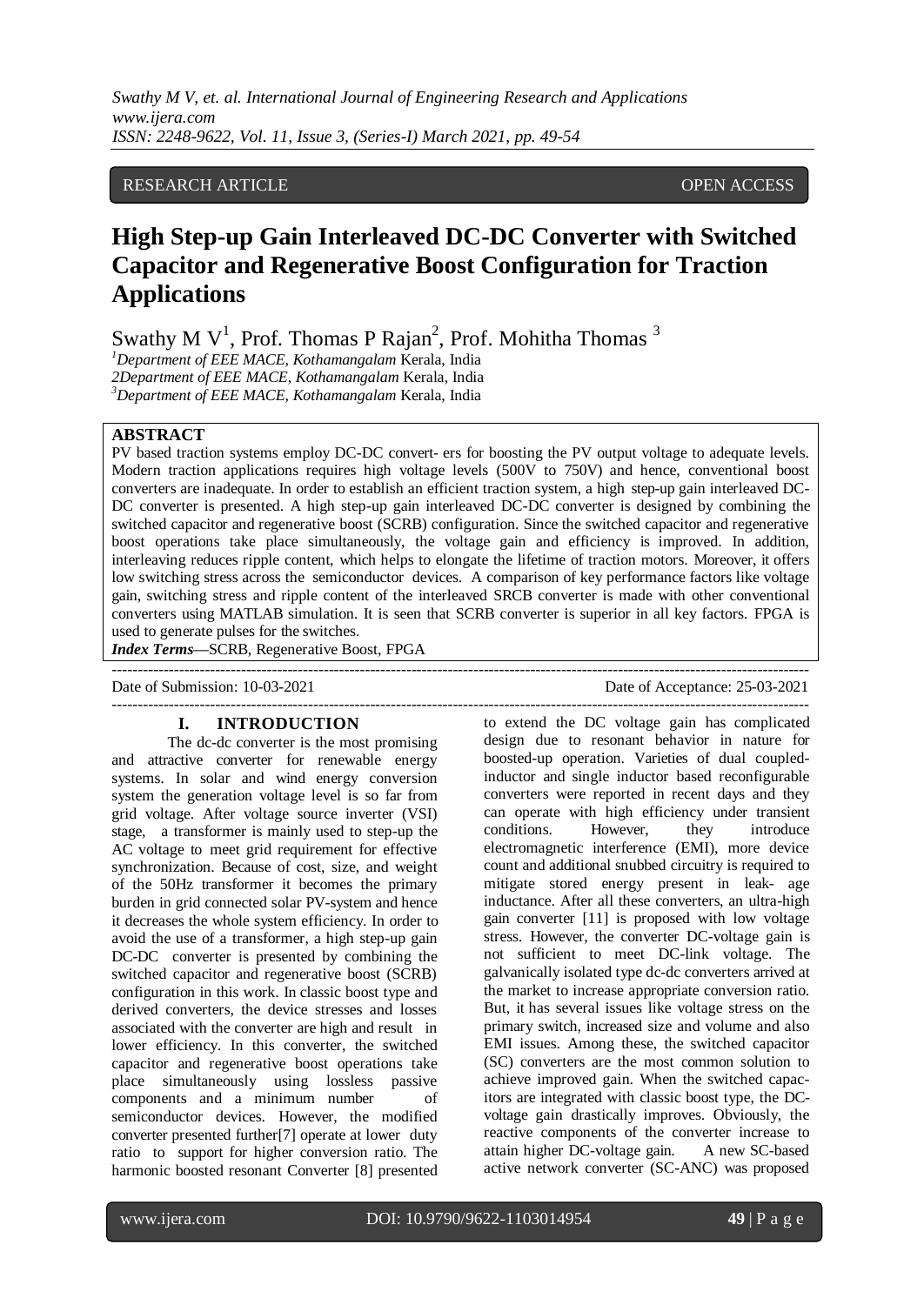RESEARCH ARTICLE OPEN ACCESS

# High Step-up Gain Interleaved DC-DC Converter with Switched Capacitor and Regenerative Boost Configuration for Traction Applications

Swathy M V[1], Prof. Thomas P Rajan[2], Prof. Mohitha Thomas [3]

[1]*Department of EEE MACE, Kothamangalam* Kerala, India
2*Department of EEE MACE, Kothamangalam* Kerala, India
[3]*Department of EEE MACE, Kothamangalam* Kerala, India

## ABSTRACT

PV based traction systems employ DC-DC convert- ers for boosting the PV output voltage to adequate levels. Modern traction applications requires high voltage levels (500V to 750V) and hence, conventional boost converters are inadequate. In order to establish an efficient traction system, a high step-up gain interleaved DC-DC converter is presented. A high step-up gain interleaved DC-DC converter is designed by combining the switched capacitor and regenerative boost (SCRB) configuration. Since the switched capacitor and regenerative boost operations take place simultaneously, the voltage gain and efficiency is improved. In addition, interleaving reduces ripple content, which helps to elongate the lifetime of traction motors. Moreover, it offers low switching stress across the semiconductor devices. A comparison of key performance factors like voltage gain, switching stress and ripple content of the interleaved SRCB converter is made with other conventional converters using MATLAB simulation. It is seen that SCRB converter is superior in all key factors. FPGA is used to generate pulses for the switches.

***Index Terms*—**SCRB, Regenerative Boost, FPGA

Date of Submission: 10-03-2021 Date of Acceptance: 25-03-2021

## I. INTRODUCTION

The dc-dc converter is the most promising and attractive converter for renewable energy systems. In solar and wind energy conversion system the generation voltage level is so far from grid voltage. After voltage source inverter (VSI) stage, a transformer is mainly used to step-up the AC voltage to meet grid requirement for effective synchronization. Because of cost, size, and weight of the 50Hz transformer it becomes the primary burden in grid connected solar PV-system and hence it decreases the whole system efficiency. In order to avoid the use of a transformer, a high step-up gain DC-DC converter is presented by combining the switched capacitor and regenerative boost (SCRB) configuration in this work. In classic boost type and derived converters, the device stresses and losses associated with the converter are high and result in lower efficiency. In this converter, the switched capacitor and regenerative boost operations take place simultaneously using lossless passive components and a minimum number of semiconductor devices. However, the modified converter presented further[7] operate at lower duty ratio to support for higher conversion ratio. The harmonic boosted resonant Converter [8] presented to extend the DC voltage gain has complicated design due to resonant behavior in nature for boosted-up operation. Varieties of dual coupled-inductor and single inductor based reconfigurable converters were reported in recent days and they can operate with high efficiency under transient conditions. However, they introduce electromagnetic interference (EMI), more device count and additional snubbed circuitry is required to mitigate stored energy present in leak- age inductance. After all these converters, an ultra-high gain converter [11] is proposed with low voltage stress. However, the converter DC-voltage gain is not sufficient to meet DC-link voltage. The galvanically isolated type dc-dc converters arrived at the market to increase appropriate conversion ratio. But, it has several issues like voltage stress on the primary switch, increased size and volume and also EMI issues. Among these, the switched capacitor (SC) converters are the most common solution to achieve improved gain. When the switched capac- itors are integrated with classic boost type, the DC-voltage gain drastically improves. Obviously, the reactive components of the converter increase to attain higher DC-voltage gain. A new SC-based active network converter (SC-ANC) was proposed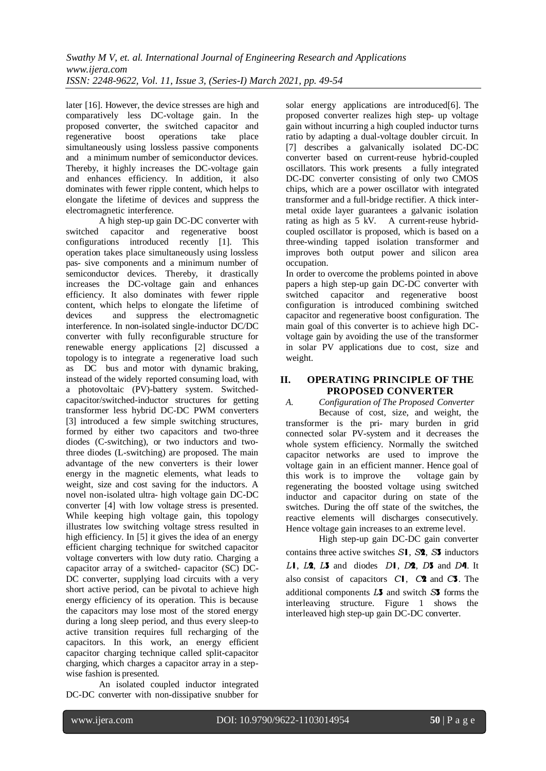later [16]. However, the device stresses are high and comparatively less DC-voltage gain. In the proposed converter, the switched capacitor and regenerative boost operations take place simultaneously using lossless passive components and a minimum number of semiconductor devices. Thereby, it highly increases the DC-voltage gain and enhances efficiency. In addition, it also dominates with fewer ripple content, which helps to elongate the lifetime of devices and suppress the electromagnetic interference.

A high step-up gain DC-DC converter with switched capacitor and regenerative boost configurations introduced recently [1]. This operation takes place simultaneously using lossless pas- sive components and a minimum number of semiconductor devices. Thereby, it drastically increases the DC-voltage gain and enhances efficiency. It also dominates with fewer ripple content, which helps to elongate the lifetime of devices and suppress the electromagnetic interference. In non-isolated single-inductor DC/DC converter with fully reconfigurable structure for renewable energy applications [2] discussed a topology is to integrate a regenerative load such as DC bus and motor with dynamic braking, instead of the widely reported consuming load, with a photovoltaic (PV)-battery system. Switched-capacitor/switched-inductor structures for getting transformer less hybrid DC-DC PWM converters [3] introduced a few simple switching structures, formed by either two capacitors and two-three diodes (C-switching), or two inductors and two-three diodes (L-switching) are proposed. The main advantage of the new converters is their lower energy in the magnetic elements, what leads to weight, size and cost saving for the inductors. A novel non-isolated ultra- high voltage gain DC-DC converter [4] with low voltage stress is presented. While keeping high voltage gain, this topology illustrates low switching voltage stress resulted in high efficiency. In [5] it gives the idea of an energy efficient charging technique for switched capacitor voltage converters with low duty ratio. Charging a capacitor array of a switched- capacitor (SC) DC-DC converter, supplying load circuits with a very short active period, can be pivotal to achieve high energy efficiency of its operation. This is because the capacitors may lose most of the stored energy during a long sleep period, and thus every sleep-to active transition requires full recharging of the capacitors. In this work, an energy efficient capacitor charging technique called split-capacitor charging, which charges a capacitor array in a step-wise fashion is presented.

An isolated coupled inductor integrated DC-DC converter with non-dissipative snubber for solar energy applications are introduced[6]. The proposed converter realizes high step- up voltage gain without incurring a high coupled inductor turns ratio by adapting a dual-voltage doubler circuit. In [7] describes a galvanically isolated DC-DC converter based on current-reuse hybrid-coupled oscillators. This work presents a fully integrated DC-DC converter consisting of only two CMOS chips, which are a power oscillator with integrated transformer and a full-bridge rectifier. A thick inter-metal oxide layer guarantees a galvanic isolation rating as high as 5 kV. A current-reuse hybrid-coupled oscillator is proposed, which is based on a three-winding tapped isolation transformer and improves both output power and silicon area occupation.

In order to overcome the problems pointed in above papers a high step-up gain DC-DC converter with switched capacitor and regenerative boost configuration is introduced combining switched capacitor and regenerative boost configuration. The main goal of this converter is to achieve high DC-voltage gain by avoiding the use of the transformer in solar PV applications due to cost, size and weight.

## II. OPERATING PRINCIPLE OF THE PROPOSED CONVERTER

### *A. Configuration of The Proposed Converter*

Because of cost, size, and weight, the transformer is the pri- mary burden in grid connected solar PV-system and it decreases the whole system efficiency. Normally the switched capacitor networks are used to improve the voltage gain in an efficient manner. Hence goal of this work is to improve the voltage gain by regenerating the boosted voltage using switched inductor and capacitor during on state of the switches. During the off state of the switches, the reactive elements will discharges consecutively. Hence voltage gain increases to an extreme level.

High step-up gain DC-DC gain converter contains three active switches $S1$, $S2$, $S3$ inductors $L1$, $L2$, $L3$ and diodes $D1$, $D2$, $D3$ and $D4$. It also consist of capacitors $C1$, $C2$ and $C3$. The additional components $L3$ and switch $S3$ forms the interleaving structure. Figure 1 shows the interleaved high step-up gain DC-DC converter.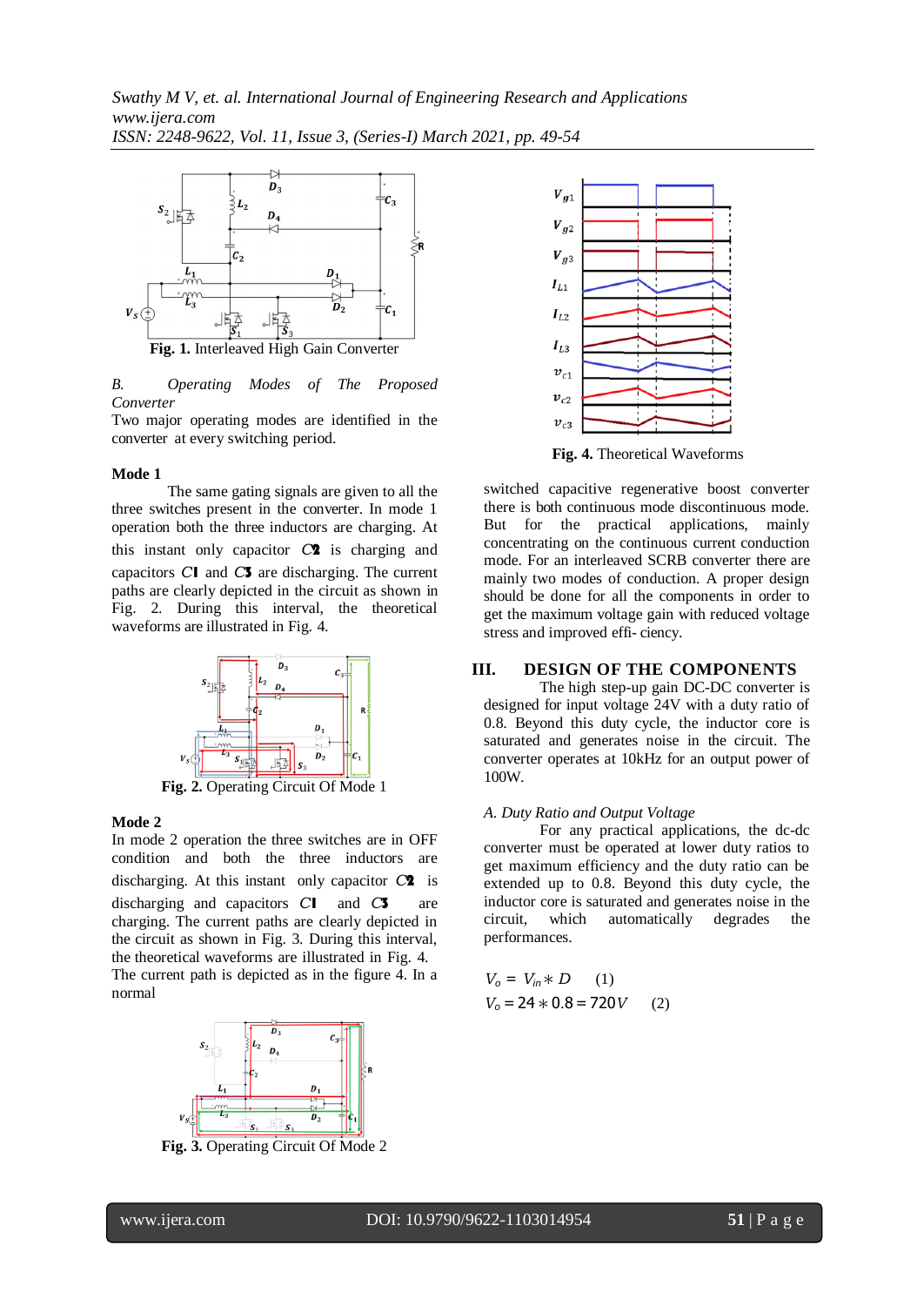Fig. 1. Interleaved High Gain Converter

*B. Operating Modes of The Proposed Converter*

Two major operating modes are identified in the converter at every switching period.

**Mode 1**

The same gating signals are given to all the three switches present in the converter. In mode 1 operation both the three inductors are charging. At this instant only capacitor $C2$ is charging and capacitors $C1$ and $C3$ are discharging. The current paths are clearly depicted in the circuit as shown in Fig. 2. During this interval, the theoretical waveforms are illustrated in Fig. 4.

Fig. 2. Operating Circuit Of Mode 1

**Mode 2**

In mode 2 operation the three switches are in OFF condition and both the three inductors are discharging. At this instant only capacitor $C2$ is discharging and capacitors $C1$ and $C3$ are charging. The current paths are clearly depicted in the circuit as shown in Fig. 3. During this interval, the theoretical waveforms are illustrated in Fig. 4. The current path is depicted as in the figure 4. In a normal

Fig. 3. Operating Circuit Of Mode 2

Fig. 4. Theoretical Waveforms

switched capacitive regenerative boost converter there is both continuous mode discontinuous mode. But for the practical applications, mainly concentrating on the continuous current conduction mode. For an interleaved SCRB converter there are mainly two modes of conduction. A proper design should be done for all the components in order to get the maximum voltage gain with reduced voltage stress and improved effi- ciency.

## III. DESIGN OF THE COMPONENTS

The high step-up gain DC-DC converter is designed for input voltage 24V with a duty ratio of 0.8. Beyond this duty cycle, the inductor core is saturated and generates noise in the circuit. The converter operates at 10kHz for an output power of 100W.

*A. Duty Ratio and Output Voltage*

For any practical applications, the dc-dc converter must be operated at lower duty ratios to get maximum efficiency and the duty ratio can be extended up to 0.8. Beyond this duty cycle, the inductor core is saturated and generates noise in the circuit, which automatically degrades the performances.

$$V_o = V_{in} * D \quad (1)$$

$$V_o = 24 * 0.8 = 720V \quad (2)$$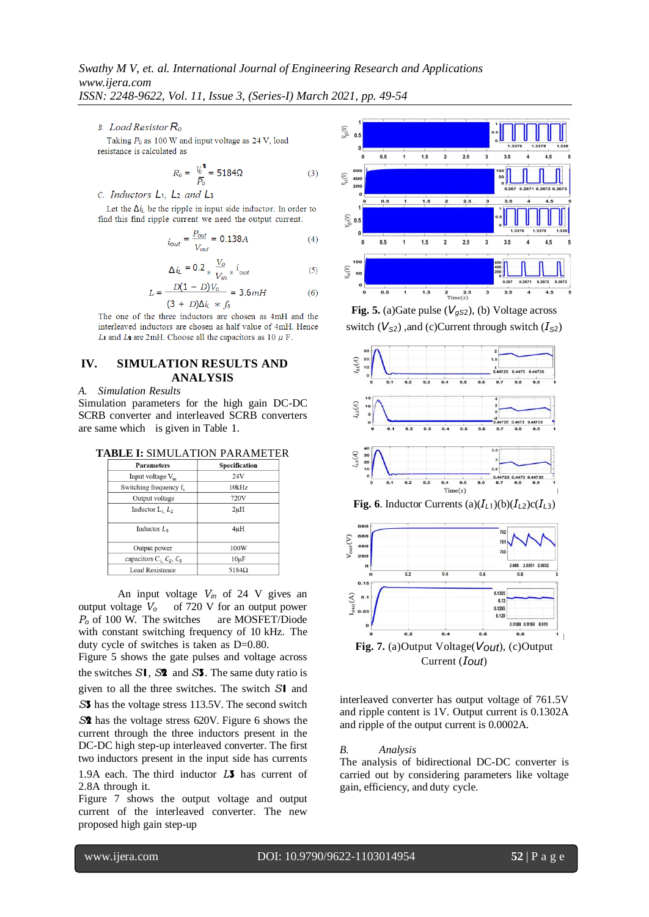### *B. Load Resistor* $R_o$

Taking $P_o$ as 100 W and input voltage as 24 V, load resistance is calculated as

$$R_o = \frac{V_o^2}{P_o} = 5184\Omega \quad (3)$$

### *C. Inductors* $L_1$, $L_2$ *and* $L_3$

Let the $\Delta i_L$ be the ripple in input side inductor. In order to find this find ripple current we need the output current.

$$i_{out} = \frac{P_{out}}{V_{out}} = 0.138A \quad (4)$$

$$\Delta i_L = 0.2 * \frac{V_o}{V_{in}} * i_{out} \quad (5)$$

$$L = \frac{D(1-D)V_o}{(3+D)\Delta i_L * f_s} = 3.6mH \quad (6)$$

The one of the three inductors are chosen as 4mH and the interleaved inductors are chosen as half value of 4mH. Hence $L_1$ and $L_2$ are 2mH. Choose all the capacitors as 10 $\mu$ F.

## IV. SIMULATION RESULTS AND ANALYSIS

### *A. Simulation Results*

Simulation parameters for the high gain DC-DC SCRB converter and interleaved SCRB converters are same which is given in Table 1.

**TABLE I:** SIMULATION PARAMETER

| Parameters | Specification |
|---|---|
| Input voltage $V_{in}$ | 24V |
| Switching frequency $f_s$ | 10kHz |
| Output voltage | 720V |
| Inductor $L_1$, $L_2$ | 2μH |
| Inductor $L_3$ | 4μH |
| Output power | 100W |
| capacitors $C_1$, $C_2$, $C_3$ | 10μF |
| Load Resistance | 5184Ω |

An input voltage $V_{in}$ of 24 V gives an output voltage $V_o$ of 720 V for an output power $P_o$ of 100 W. The switches are MOSFET/Diode with constant switching frequency of 10 kHz. The duty cycle of switches is taken as D=0.80.

Figure 5 shows the gate pulses and voltage across the switches $S1$, $S2$ and $S3$. The same duty ratio is given to all the three switches. The switch $S1$ and $S3$ has the voltage stress 113.5V. The second switch $S2$ has the voltage stress 620V. Figure 6 shows the current through the three inductors present in the DC-DC high step-up interleaved converter. The first two inductors present in the input side has currents 1.9A each. The third inductor $L3$ has current of 2.8A through it.

Figure 7 shows the output voltage and output current of the interleaved converter. The new proposed high gain step-up

**Fig. 5.** (a)Gate pulse ($V_{gS2}$), (b) Voltage across switch ($V_{S2}$) ,and (c)Current through switch ($I_{S2}$)

**Fig. 6**. Inductor Currents (a)($I_{L1}$)(b)($I_{L2}$)c($I_{L3}$)

**Fig. 7.** (a)Output Voltage($Vout$), (c)Output Current ($Iout$)

interleaved converter has output voltage of 761.5V and ripple content is 1V. Output current is 0.1302A and ripple of the output current is 0.0002A.

### *B. Analysis*

The analysis of bidirectional DC-DC converter is carried out by considering parameters like voltage gain, efficiency, and duty cycle.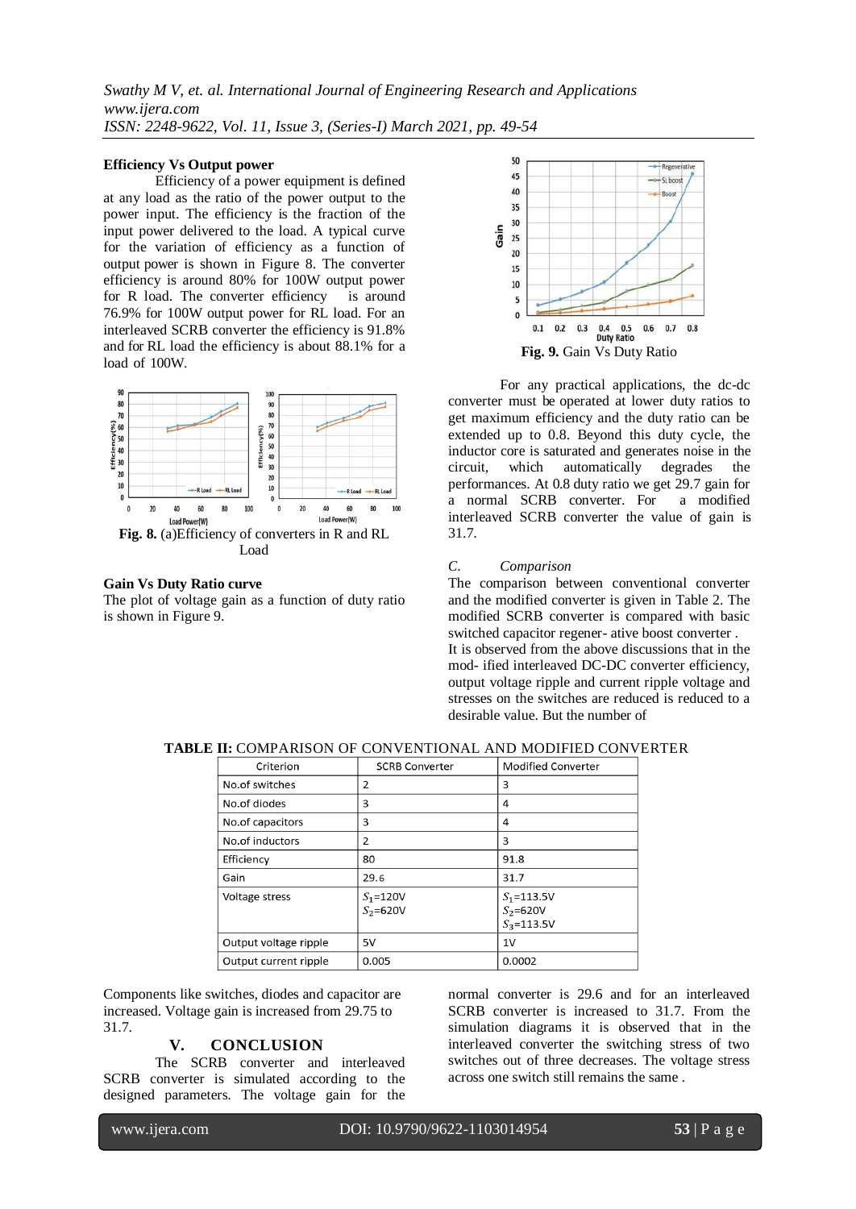**Efficiency Vs Output power**

Efficiency of a power equipment is defined at any load as the ratio of the power output to the power input. The efficiency is the fraction of the input power delivered to the load. A typical curve for the variation of efficiency as a function of output power is shown in Figure 8. The converter efficiency is around 80% for 100W output power for R load. The converter efficiency is around 76.9% for 100W output power for RL load. For an interleaved SCRB converter the efficiency is 91.8% and for RL load the efficiency is about 88.1% for a load of 100W.

**Fig. 8.** (a)Efficiency of converters in R and RL Load

**Gain Vs Duty Ratio curve**

The plot of voltage gain as a function of duty ratio is shown in Figure 9.

**Fig. 9.** Gain Vs Duty Ratio

For any practical applications, the dc-dc converter must be operated at lower duty ratios to get maximum efficiency and the duty ratio can be extended up to 0.8. Beyond this duty cycle, the inductor core is saturated and generates noise in the circuit, which automatically degrades the performances. At 0.8 duty ratio we get 29.7 gain for a normal SCRB converter. For a modified interleaved SCRB converter the value of gain is 31.7.

*C. Comparison*

The comparison between conventional converter and the modified converter is given in Table 2. The modified SCRB converter is compared with basic switched capacitor regener- ative boost converter . It is observed from the above discussions that in the mod- ified interleaved DC-DC converter efficiency, output voltage ripple and current ripple voltage and stresses on the switches are reduced is reduced to a desirable value. But the number of

**TABLE II:** COMPARISON OF CONVENTIONAL AND MODIFIED CONVERTER

| Criterion | SCRB Converter | Modified Converter |
|---|---|---|
| No.of switches | 2 | 3 |
| No.of diodes | 3 | 4 |
| No.of capacitors | 3 | 4 |
| No.of inductors | 2 | 3 |
| Efficiency | 80 | 91.8 |
| Gain | 29.6 | 31.7 |
| Voltage stress | $S_1$=120V<br>$S_2$=620V | $S_1$=113.5V<br>$S_2$=620V<br>$S_3$=113.5V |
| Output voltage ripple | 5V | 1V |
| Output current ripple | 0.005 | 0.0002 |

Components like switches, diodes and capacitor are increased. Voltage gain is increased from 29.75 to 31.7.

## V. CONCLUSION

The SCRB converter and interleaved SCRB converter is simulated according to the designed parameters. The voltage gain for the normal converter is 29.6 and for an interleaved SCRB converter is increased to 31.7. From the simulation diagrams it is observed that in the interleaved converter the switching stress of two switches out of three decreases. The voltage stress across one switch still remains the same .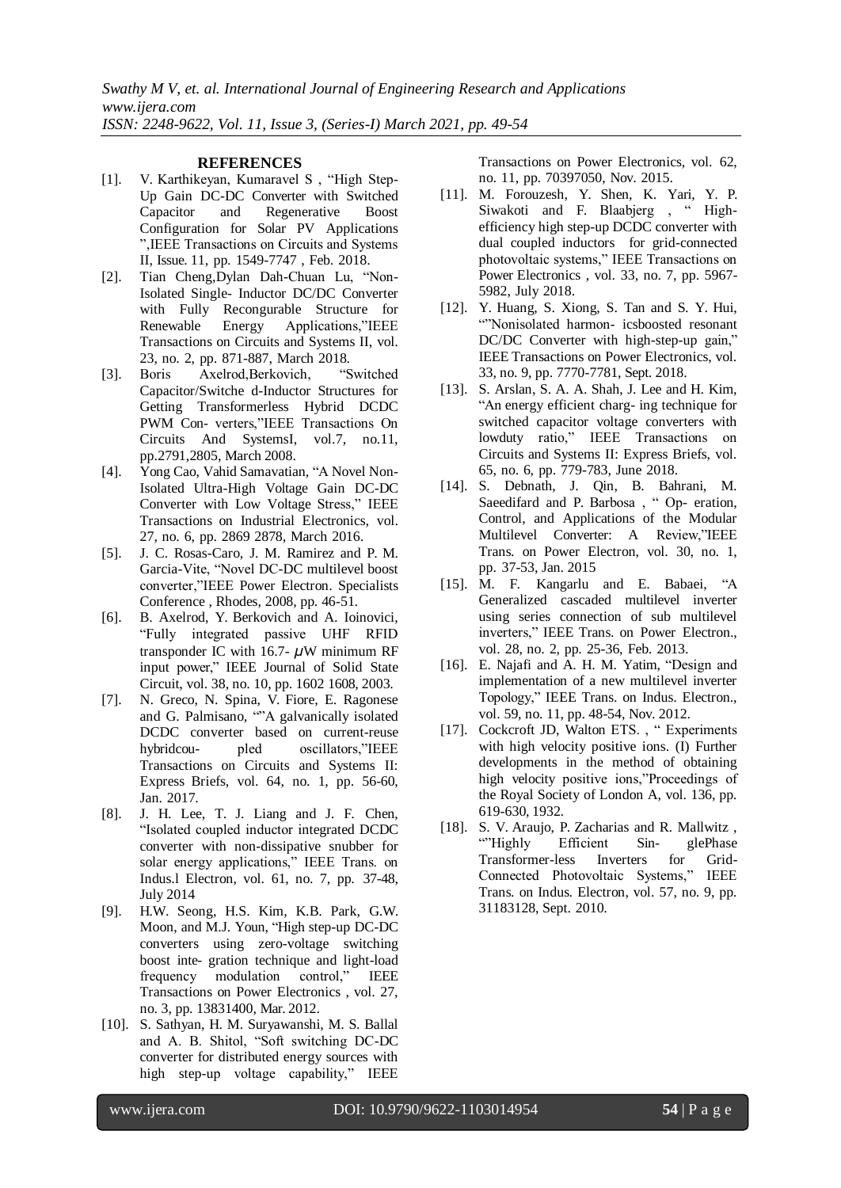## REFERENCES

[1]. V. Karthikeyan, Kumaravel S , "High Step-Up Gain DC-DC Converter with Switched Capacitor and Regenerative Boost Configuration for Solar PV Applications ",IEEE Transactions on Circuits and Systems II, Issue. 11, pp. 1549-7747 , Feb. 2018.

[2]. Tian Cheng,Dylan Dah-Chuan Lu, "Non-Isolated Single- Inductor DC/DC Converter with Fully Recongurable Structure for Renewable Energy Applications,"IEEE Transactions on Circuits and Systems II, vol. 23, no. 2, pp. 871-887, March 2018.

[3]. Boris Axelrod,Berkovich, "Switched Capacitor/Switche d-Inductor Structures for Getting Transformerless Hybrid DCDC PWM Con- verters,"IEEE Transactions On Circuits And SystemsI, vol.7, no.11, pp.2791,2805, March 2008.

[4]. Yong Cao, Vahid Samavatian, "A Novel Non-Isolated Ultra-High Voltage Gain DC-DC Converter with Low Voltage Stress," IEEE Transactions on Industrial Electronics, vol. 27, no. 6, pp. 2869 2878, March 2016.

[5]. J. C. Rosas-Caro, J. M. Ramirez and P. M. Garcia-Vite, "Novel DC-DC multilevel boost converter,"IEEE Power Electron. Specialists Conference , Rhodes, 2008, pp. 46-51.

[6]. B. Axelrod, Y. Berkovich and A. Ioinovici, "Fully integrated passive UHF RFID transponder IC with 16.7- $\mu$W minimum RF input power," IEEE Journal of Solid State Circuit, vol. 38, no. 10, pp. 1602 1608, 2003.

[7]. N. Greco, N. Spina, V. Fiore, E. Ragonese and G. Palmisano, ""A galvanically isolated DCDC converter based on current-reuse hybridcou- pled oscillators,"IEEE Transactions on Circuits and Systems II: Express Briefs, vol. 64, no. 1, pp. 56-60, Jan. 2017.

[8]. J. H. Lee, T. J. Liang and J. F. Chen, "Isolated coupled inductor integrated DCDC converter with non-dissipative snubber for solar energy applications," IEEE Trans. on Indus.l Electron, vol. 61, no. 7, pp. 37-48, July 2014

[9]. H.W. Seong, H.S. Kim, K.B. Park, G.W. Moon, and M.J. Youn, "High step-up DC-DC converters using zero-voltage switching boost inte- gration technique and light-load frequency modulation control," IEEE Transactions on Power Electronics , vol. 27, no. 3, pp. 13831400, Mar. 2012.

[10]. S. Sathyan, H. M. Suryawanshi, M. S. Ballal and A. B. Shitol, "Soft switching DC-DC converter for distributed energy sources with high step-up voltage capability," IEEE Transactions on Power Electronics, vol. 62, no. 11, pp. 70397050, Nov. 2015.

[11]. M. Forouzesh, Y. Shen, K. Yari, Y. P. Siwakoti and F. Blaabjerg , " High-efficiency high step-up DCDC converter with dual coupled inductors for grid-connected photovoltaic systems," IEEE Transactions on Power Electronics , vol. 33, no. 7, pp. 5967-5982, July 2018.

[12]. Y. Huang, S. Xiong, S. Tan and S. Y. Hui, ""Nonisolated harmon- icsboosted resonant DC/DC Converter with high-step-up gain," IEEE Transactions on Power Electronics, vol. 33, no. 9, pp. 7770-7781, Sept. 2018.

[13]. S. Arslan, S. A. A. Shah, J. Lee and H. Kim, "An energy efficient charg- ing technique for switched capacitor voltage converters with lowduty ratio," IEEE Transactions on Circuits and Systems II: Express Briefs, vol. 65, no. 6, pp. 779-783, June 2018.

[14]. S. Debnath, J. Qin, B. Bahrani, M. Saeedifard and P. Barbosa , " Op- eration, Control, and Applications of the Modular Multilevel Converter: A Review,"IEEE Trans. on Power Electron, vol. 30, no. 1, pp. 37-53, Jan. 2015

[15]. M. F. Kangarlu and E. Babaei, "A Generalized cascaded multilevel inverter using series connection of sub multilevel inverters," IEEE Trans. on Power Electron., vol. 28, no. 2, pp. 25-36, Feb. 2013.

[16]. E. Najafi and A. H. M. Yatim, "Design and implementation of a new multilevel inverter Topology," IEEE Trans. on Indus. Electron., vol. 59, no. 11, pp. 48-54, Nov. 2012.

[17]. Cockcroft JD, Walton ETS. , " Experiments with high velocity positive ions. (I) Further developments in the method of obtaining high velocity positive ions,"Proceedings of the Royal Society of London A, vol. 136, pp. 619-630, 1932.

[18]. S. V. Araujo, P. Zacharias and R. Mallwitz , ""Highly Efficient Sin- glePhase Transformer-less Inverters for Grid-Connected Photovoltaic Systems," IEEE Trans. on Indus. Electron, vol. 57, no. 9, pp. 31183128, Sept. 2010.